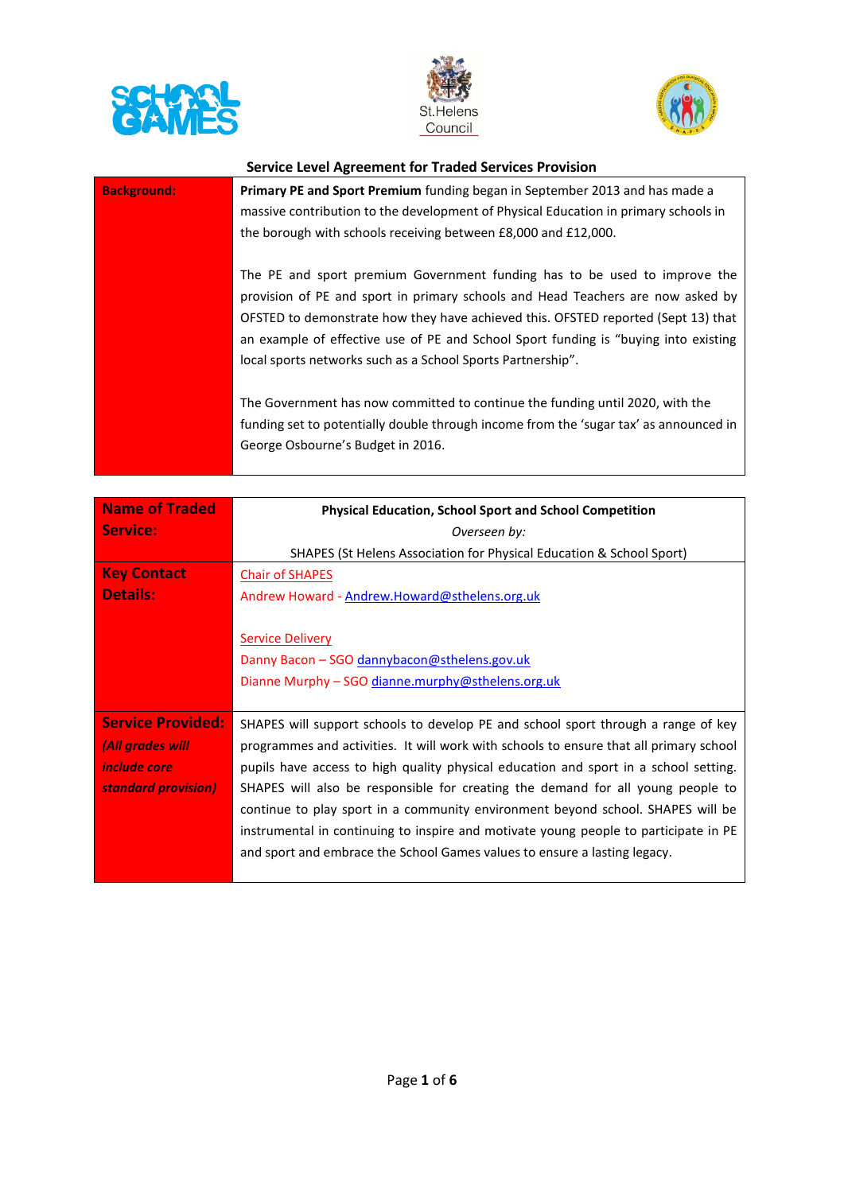**Service Level Agreement for Traded Services Provision**

| **Background:** | **Primary PE and Sport Premium** funding began in September 2013 and has made a massive contribution to the development of Physical Education in primary schools in the borough with schools receiving between £8,000 and £12,000.<br><br>The PE and sport premium Government funding has to be used to improve the provision of PE and sport in primary schools and Head Teachers are now asked by OFSTED to demonstrate how they have achieved this. OFSTED reported (Sept 13) that an example of effective use of PE and School Sport funding is "buying into existing local sports networks such as a School Sports Partnership".<br><br>The Government has now committed to continue the funding until 2020, with the funding set to potentially double through income from the 'sugar tax' as announced in George Osbourne's Budget in 2016. |
|---|---|

| **Name of Traded Service:** | **Physical Education, School Sport and School Competition**<br>*Overseen by:*<br>SHAPES (St Helens Association for Physical Education & School Sport) |
|---|---|
| **Key Contact Details:** | Chair of SHAPES<br>Andrew Howard - Andrew.Howard@sthelens.org.uk<br><br>Service Delivery<br>Danny Bacon – SGO dannybacon@sthelens.gov.uk<br>Dianne Murphy – SGO dianne.murphy@sthelens.org.uk |
| **Service Provided:**<br>***(All grades will include core standard provision)*** | SHAPES will support schools to develop PE and school sport through a range of key programmes and activities. It will work with schools to ensure that all primary school pupils have access to high quality physical education and sport in a school setting. SHAPES will also be responsible for creating the demand for all young people to continue to play sport in a community environment beyond school. SHAPES will be instrumental in continuing to inspire and motivate young people to participate in PE and sport and embrace the School Games values to ensure a lasting legacy. |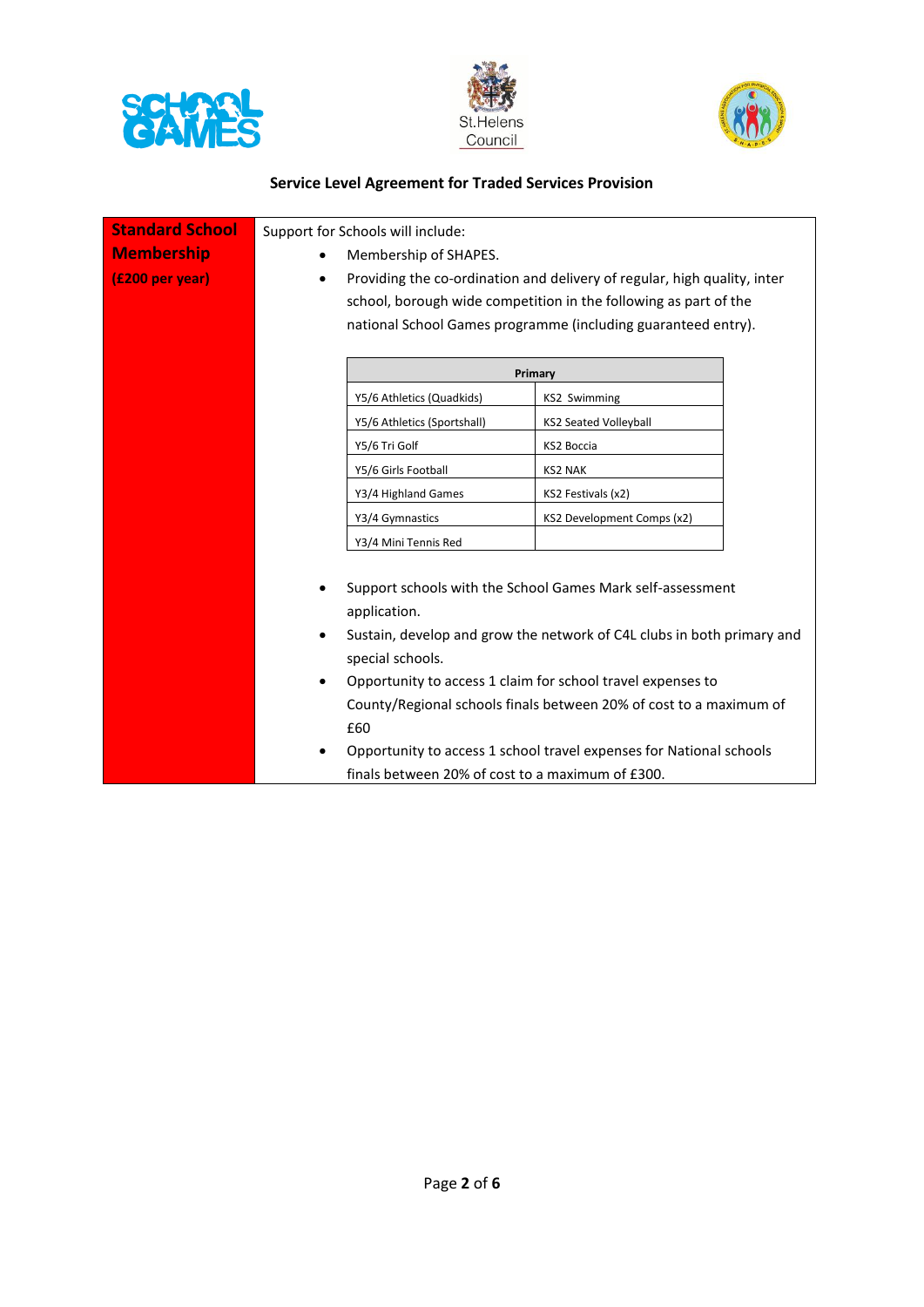**Service Level Agreement for Traded Services Provision**

**Standard School Membership**

**(£200 per year)**

Support for Schools will include:

- Membership of SHAPES.
- Providing the co-ordination and delivery of regular, high quality, inter school, borough wide competition in the following as part of the national School Games programme (including guaranteed entry).

| Primary | |
|---|---|
| Y5/6 Athletics (Quadkids) | KS2 Swimming |
| Y5/6 Athletics (Sportshall) | KS2 Seated Volleyball |
| Y5/6 Tri Golf | KS2 Boccia |
| Y5/6 Girls Football | KS2 NAK |
| Y3/4 Highland Games | KS2 Festivals (x2) |
| Y3/4 Gymnastics | KS2 Development Comps (x2) |
| Y3/4 Mini Tennis Red | |

- Support schools with the School Games Mark self-assessment application.
- Sustain, develop and grow the network of C4L clubs in both primary and special schools.
- Opportunity to access 1 claim for school travel expenses to County/Regional schools finals between 20% of cost to a maximum of £60
- Opportunity to access 1 school travel expenses for National schools finals between 20% of cost to a maximum of £300.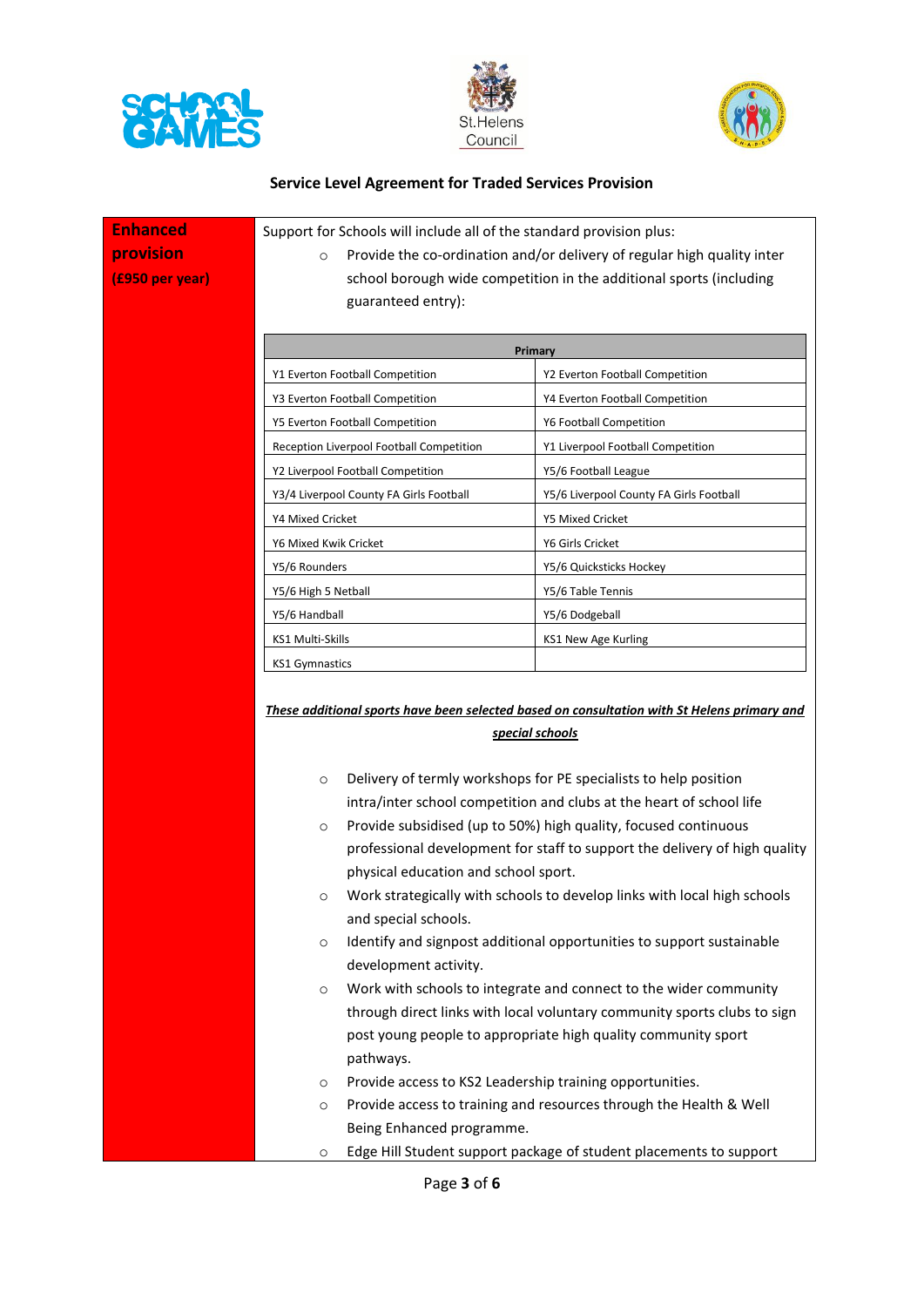## Service Level Agreement for Traded Services Provision

**Enhanced provision**
**(£950 per year)**

Support for Schools will include all of the standard provision plus:

- Provide the co-ordination and/or delivery of regular high quality inter school borough wide competition in the additional sports (including guaranteed entry):

| Primary | |
|---|---|
| Y1 Everton Football Competition | Y2 Everton Football Competition |
| Y3 Everton Football Competition | Y4 Everton Football Competition |
| Y5 Everton Football Competition | Y6 Football Competition |
| Reception Liverpool Football Competition | Y1 Liverpool Football Competition |
| Y2 Liverpool Football Competition | Y5/6 Football League |
| Y3/4 Liverpool County FA Girls Football | Y5/6 Liverpool County FA Girls Football |
| Y4 Mixed Cricket | Y5 Mixed Cricket |
| Y6 Mixed Kwik Cricket | Y6 Girls Cricket |
| Y5/6 Rounders | Y5/6 Quicksticks Hockey |
| Y5/6 High 5 Netball | Y5/6 Table Tennis |
| Y5/6 Handball | Y5/6 Dodgeball |
| KS1 Multi-Skills | KS1 New Age Kurling |
| KS1 Gymnastics | |

***<u>These additional sports have been selected based on consultation with St Helens primary and special schools</u>***

- Delivery of termly workshops for PE specialists to help position intra/inter school competition and clubs at the heart of school life
- Provide subsidised (up to 50%) high quality, focused continuous professional development for staff to support the delivery of high quality physical education and school sport.
- Work strategically with schools to develop links with local high schools and special schools.
- Identify and signpost additional opportunities to support sustainable development activity.
- Work with schools to integrate and connect to the wider community through direct links with local voluntary community sports clubs to sign post young people to appropriate high quality community sport pathways.
- Provide access to KS2 Leadership training opportunities.
- Provide access to training and resources through the Health & Well Being Enhanced programme.
- Edge Hill Student support package of student placements to support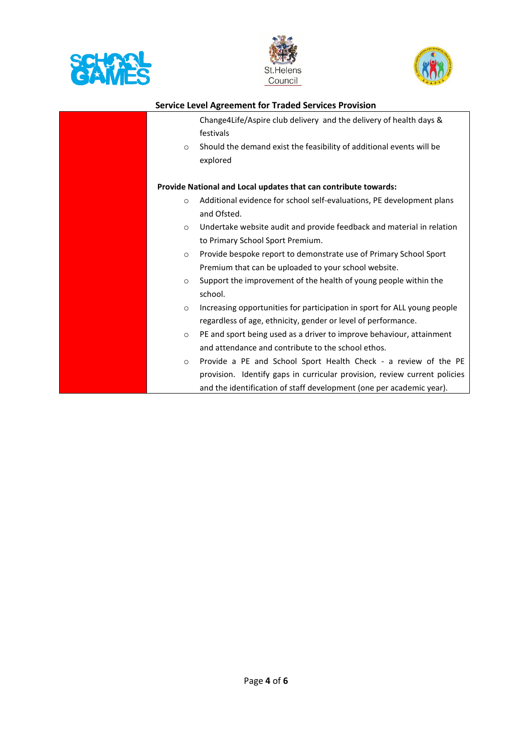**Service Level Agreement for Traded Services Provision**

|  |  |
|---|---|
|  | Change4Life/Aspire club delivery and the delivery of health days & festivals<br>◦ Should the demand exist the feasibility of additional events will be explored<br><br>**Provide National and Local updates that can contribute towards:**<br>◦ Additional evidence for school self-evaluations, PE development plans and Ofsted.<br>◦ Undertake website audit and provide feedback and material in relation to Primary School Sport Premium.<br>◦ Provide bespoke report to demonstrate use of Primary School Sport Premium that can be uploaded to your school website.<br>◦ Support the improvement of the health of young people within the school.<br>◦ Increasing opportunities for participation in sport for ALL young people regardless of age, ethnicity, gender or level of performance.<br>◦ PE and sport being used as a driver to improve behaviour, attainment and attendance and contribute to the school ethos.<br>◦ Provide a PE and School Sport Health Check - a review of the PE provision. Identify gaps in curricular provision, review current policies and the identification of staff development (one per academic year). |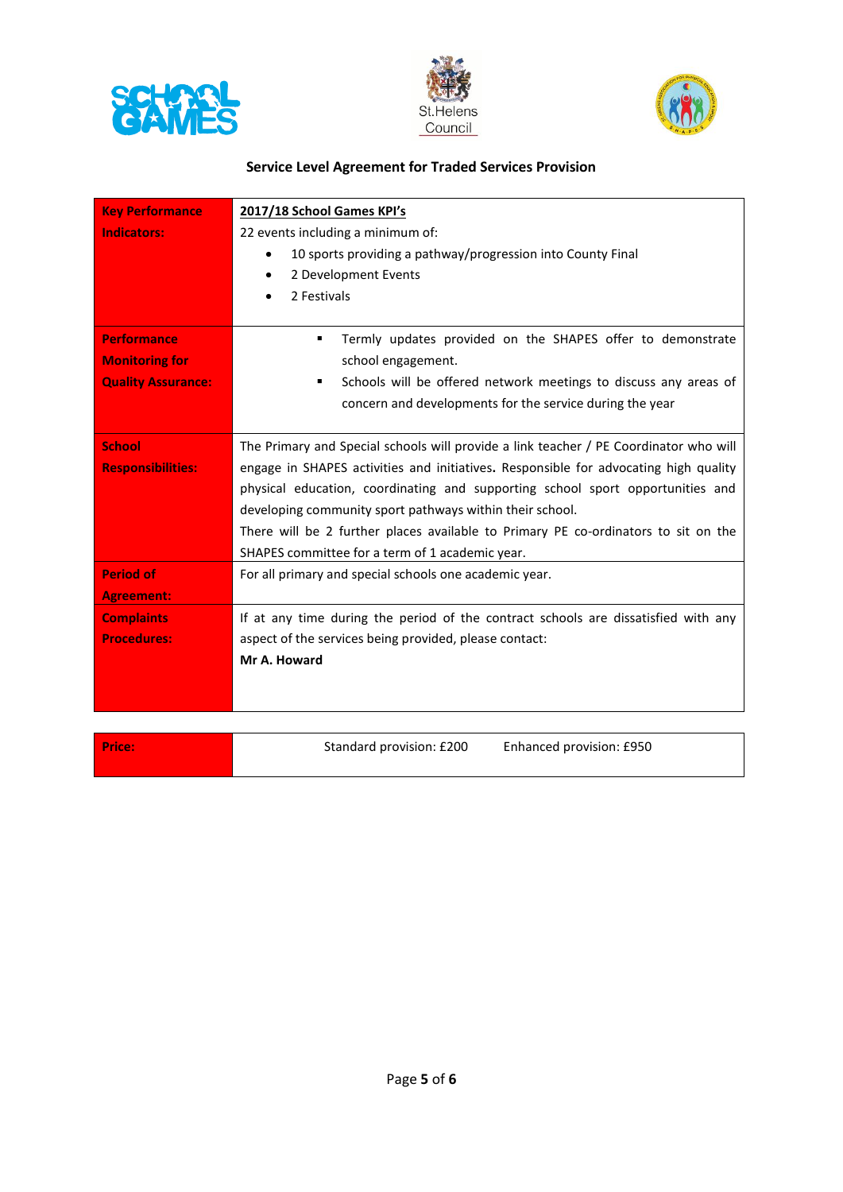## Service Level Agreement for Traded Services Provision

| | |
|---|---|
| **Key Performance Indicators:** | **<u>2017/18 School Games KPI's</u>**<br>22 events including a minimum of:<br>• 10 sports providing a pathway/progression into County Final<br>• 2 Development Events<br>• 2 Festivals |
| **Performance Monitoring for Quality Assurance:** | ▪ Termly updates provided on the SHAPES offer to demonstrate school engagement.<br>▪ Schools will be offered network meetings to discuss any areas of concern and developments for the service during the year |
| **School Responsibilities:** | The Primary and Special schools will provide a link teacher / PE Coordinator who will engage in SHAPES activities and initiatives**.** Responsible for advocating high quality physical education, coordinating and supporting school sport opportunities and developing community sport pathways within their school.<br>There will be 2 further places available to Primary PE co-ordinators to sit on the SHAPES committee for a term of 1 academic year. |
| **Period of Agreement:** | For all primary and special schools one academic year. |
| **Complaints Procedures:** | If at any time during the period of the contract schools are dissatisfied with any aspect of the services being provided, please contact:<br>**Mr A. Howard** |

| | | |
|---|---|---|
| **Price:** | Standard provision: £200 | Enhanced provision: £950 |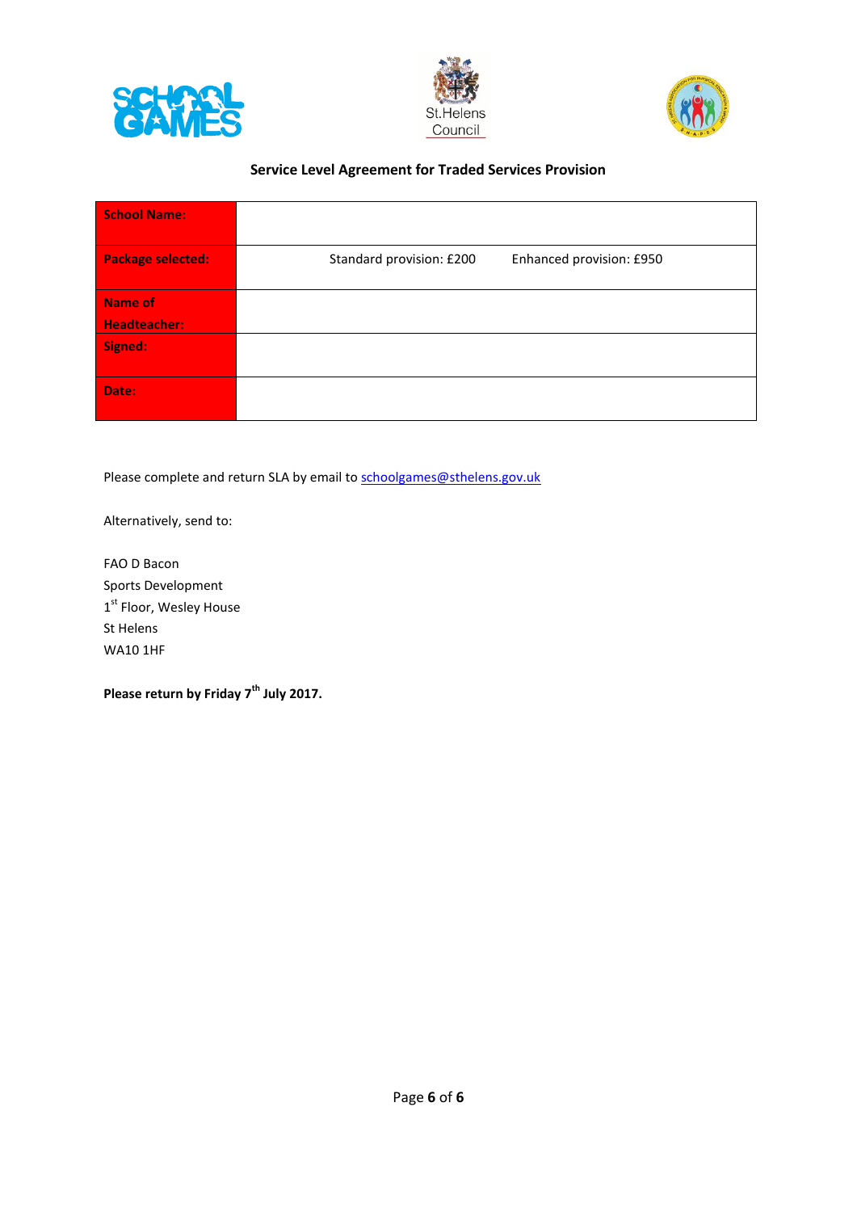**Service Level Agreement for Traded Services Provision**

| | | |
|---|---|---|
| **School Name:** | | |
| **Package selected:** | Standard provision: £200 | Enhanced provision: £950 |
| **Name of Headteacher:** | | |
| **Signed:** | | |
| **Date:** | | |

Please complete and return SLA by email to schoolgames@sthelens.gov.uk

Alternatively, send to:

FAO D Bacon
Sports Development
1st Floor, Wesley House
St Helens
WA10 1HF

**Please return by Friday 7th July 2017.**